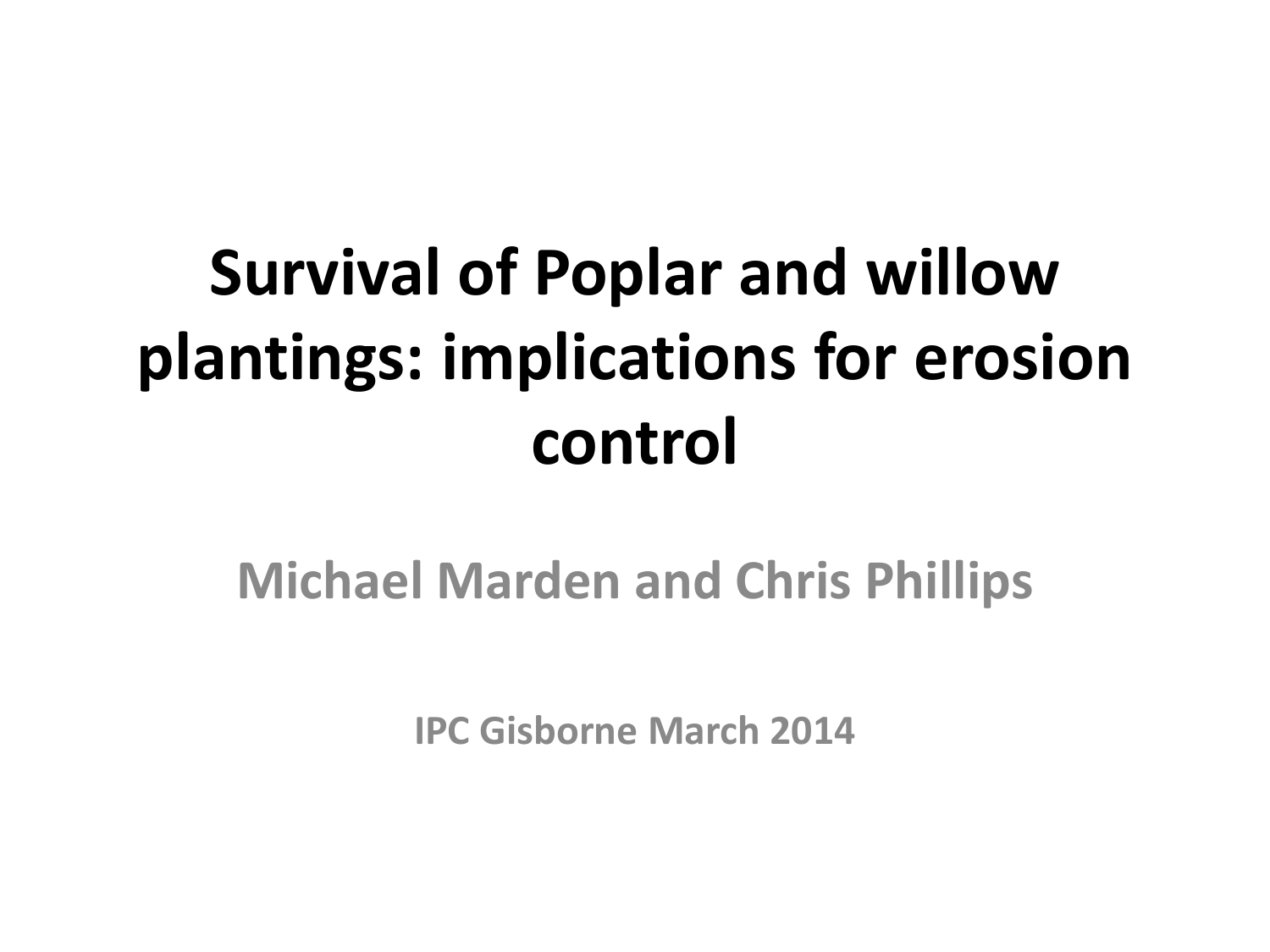# Survival of Poplar and willow plantings: implications for erosion control

**Michael Marden and Chris Phillips**

**IPC Gisborne March 2014**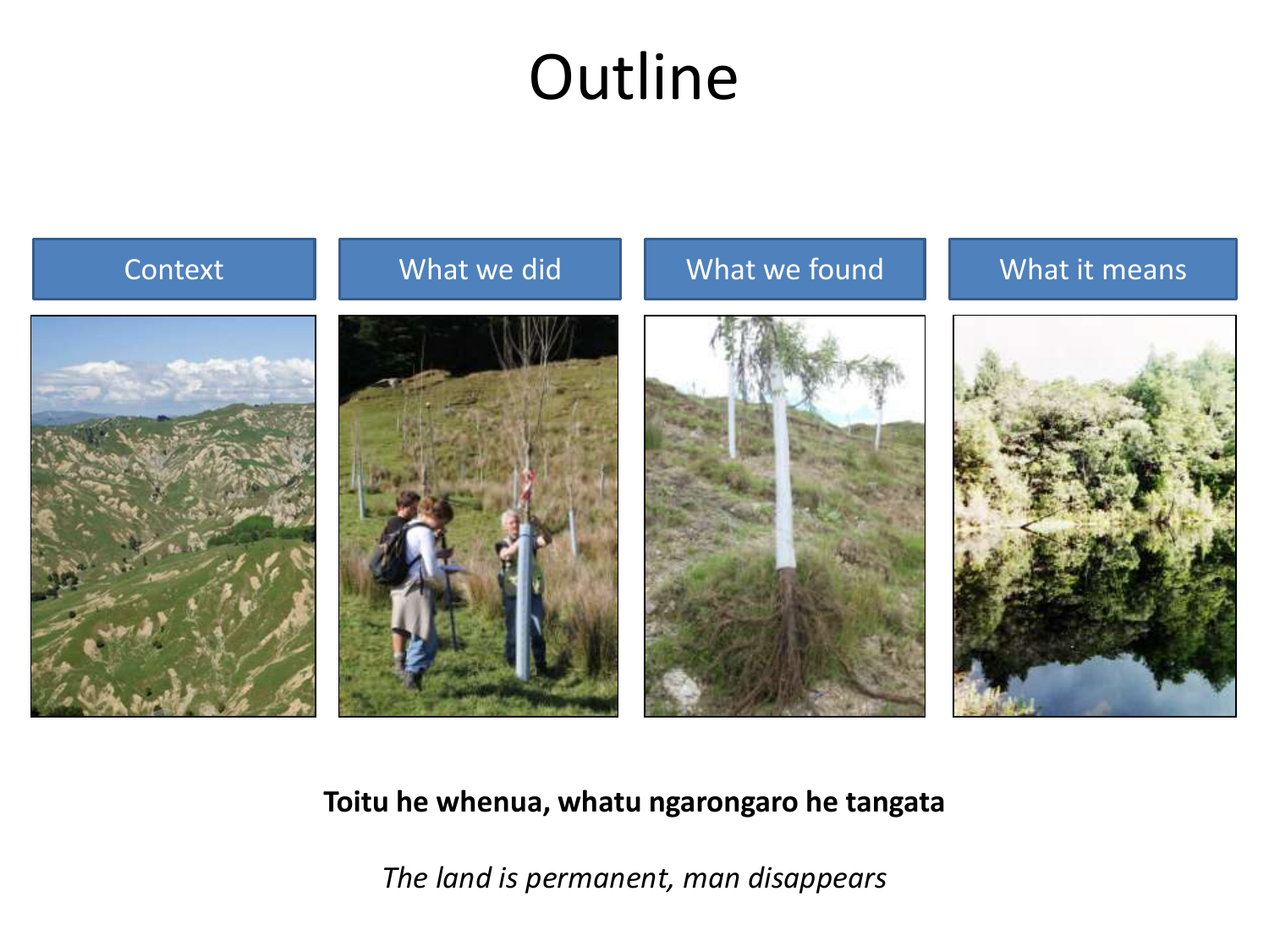# Outline

Context

What we did

What we found

What it means

**Toitu he whenua, whatu ngarongaro he tangata**

*The land is permanent, man disappears*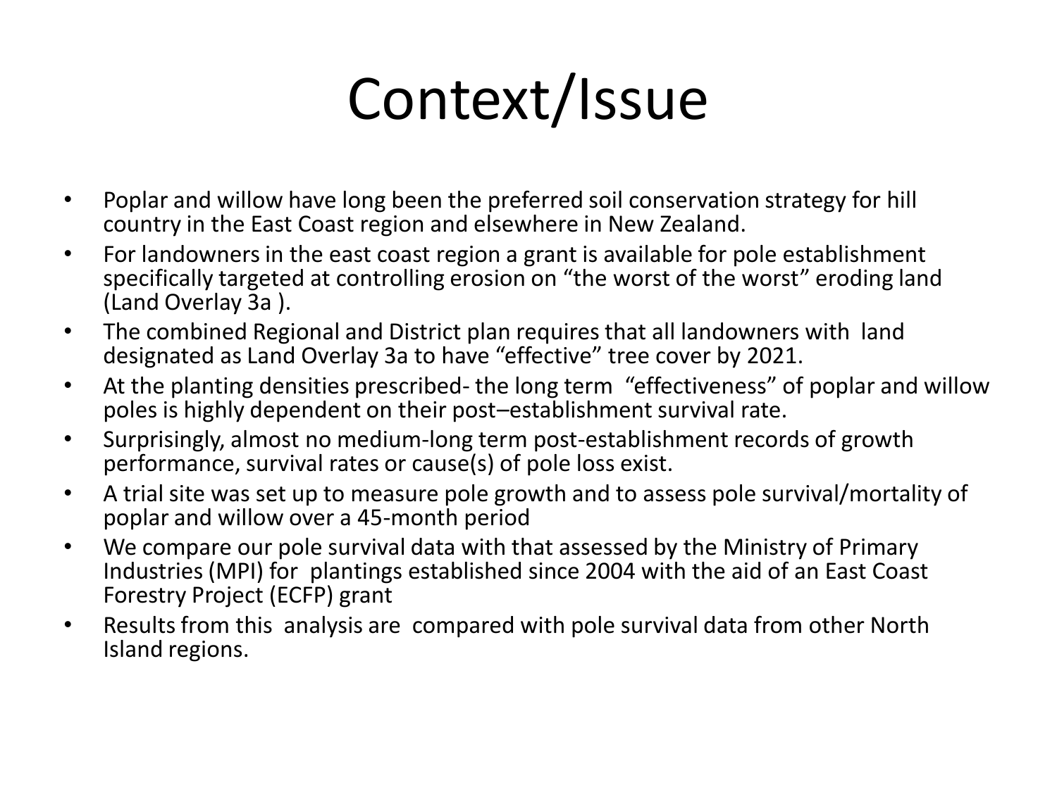# Context/Issue

- Poplar and willow have long been the preferred soil conservation strategy for hill country in the East Coast region and elsewhere in New Zealand.
- For landowners in the east coast region a grant is available for pole establishment specifically targeted at controlling erosion on "the worst of the worst" eroding land (Land Overlay 3a ).
- The combined Regional and District plan requires that all landowners with land designated as Land Overlay 3a to have "effective" tree cover by 2021.
- At the planting densities prescribed- the long term "effectiveness" of poplar and willow poles is highly dependent on their post–establishment survival rate.
- Surprisingly, almost no medium-long term post-establishment records of growth performance, survival rates or cause(s) of pole loss exist.
- A trial site was set up to measure pole growth and to assess pole survival/mortality of poplar and willow over a 45-month period
- We compare our pole survival data with that assessed by the Ministry of Primary Industries (MPI) for plantings established since 2004 with the aid of an East Coast Forestry Project (ECFP) grant
- Results from this analysis are compared with pole survival data from other North Island regions.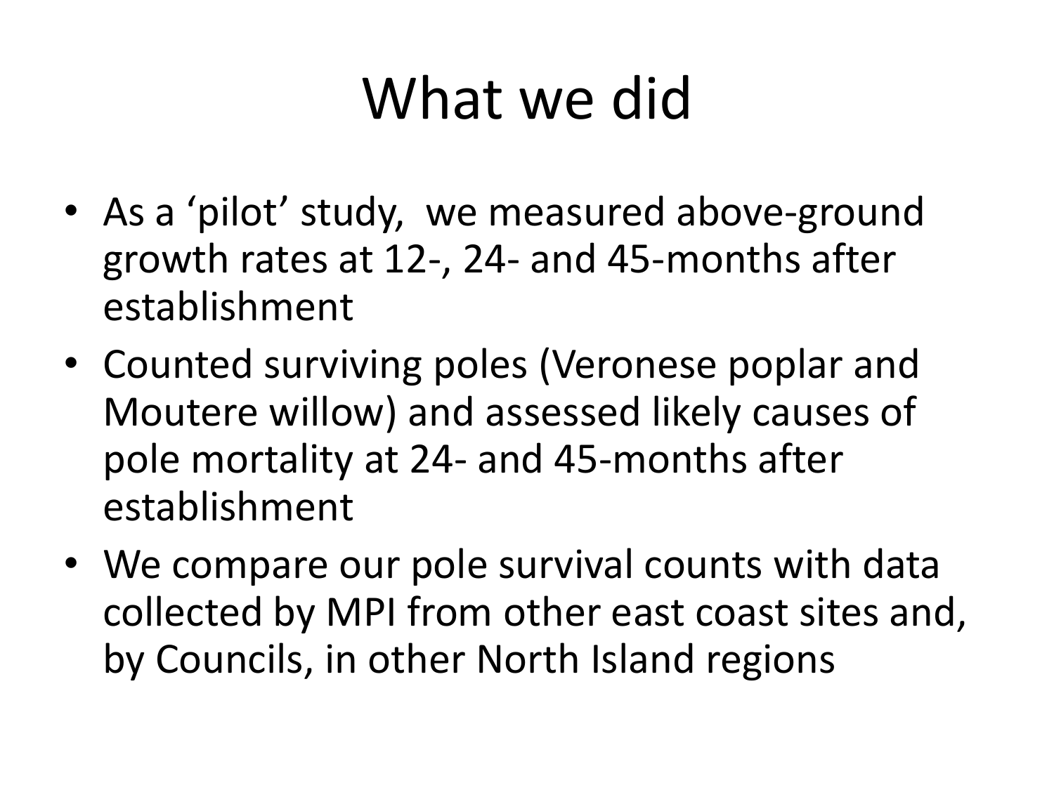# What we did

- As a ‘pilot’ study, we measured above-ground growth rates at 12-, 24- and 45-months after establishment
- Counted surviving poles (Veronese poplar and Moutere willow) and assessed likely causes of pole mortality at 24- and 45-months after establishment
- We compare our pole survival counts with data collected by MPI from other east coast sites and, by Councils, in other North Island regions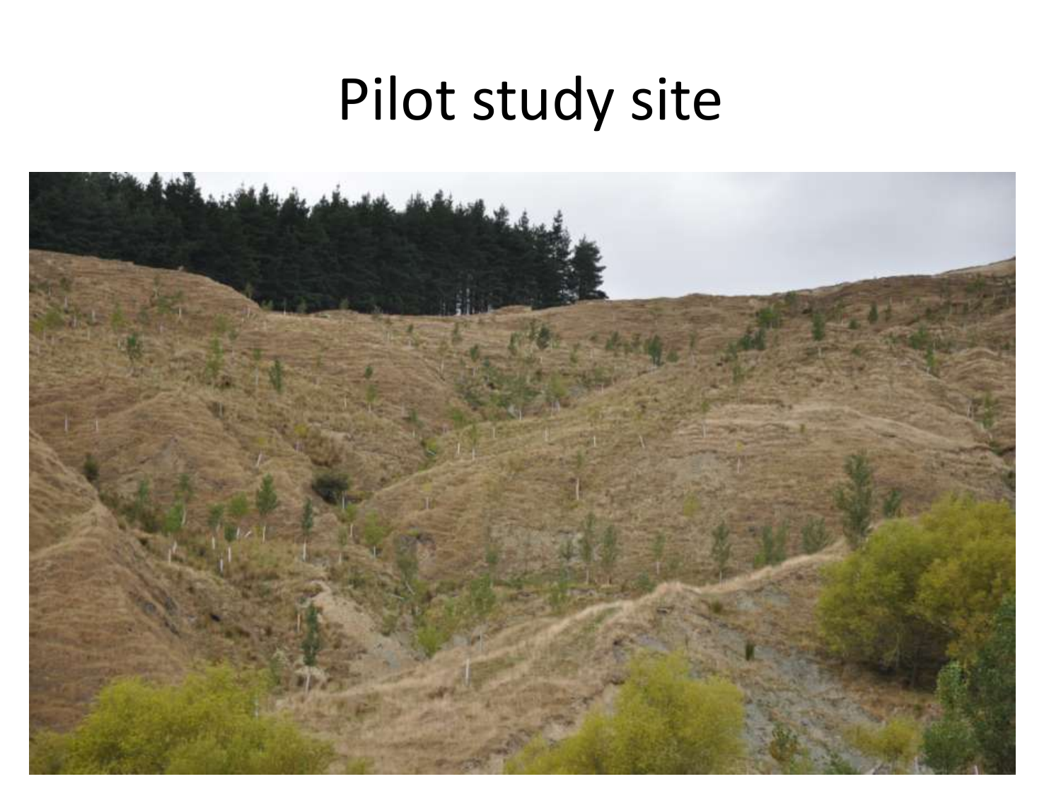# Pilot study site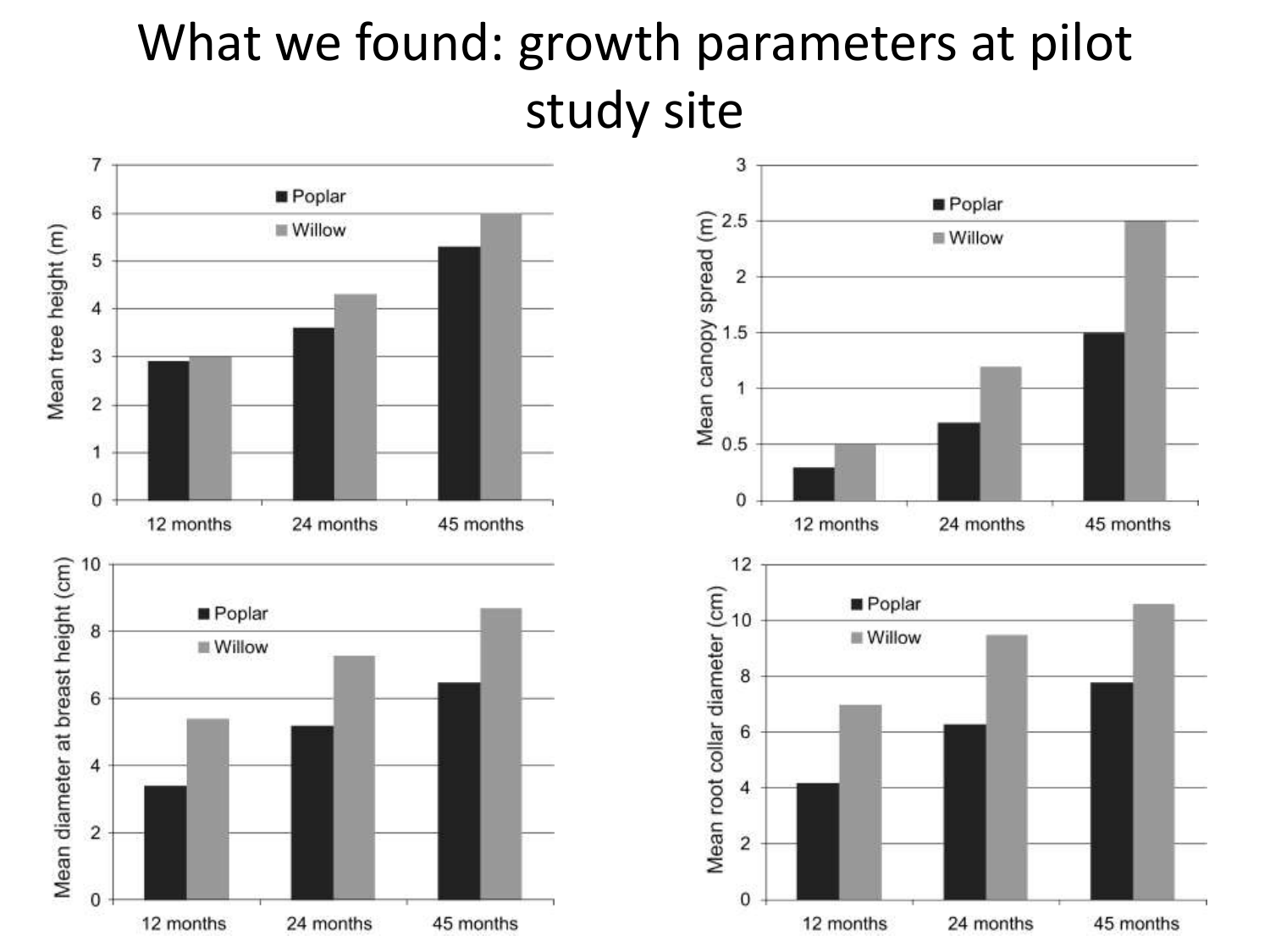# What we found: growth parameters at pilot study site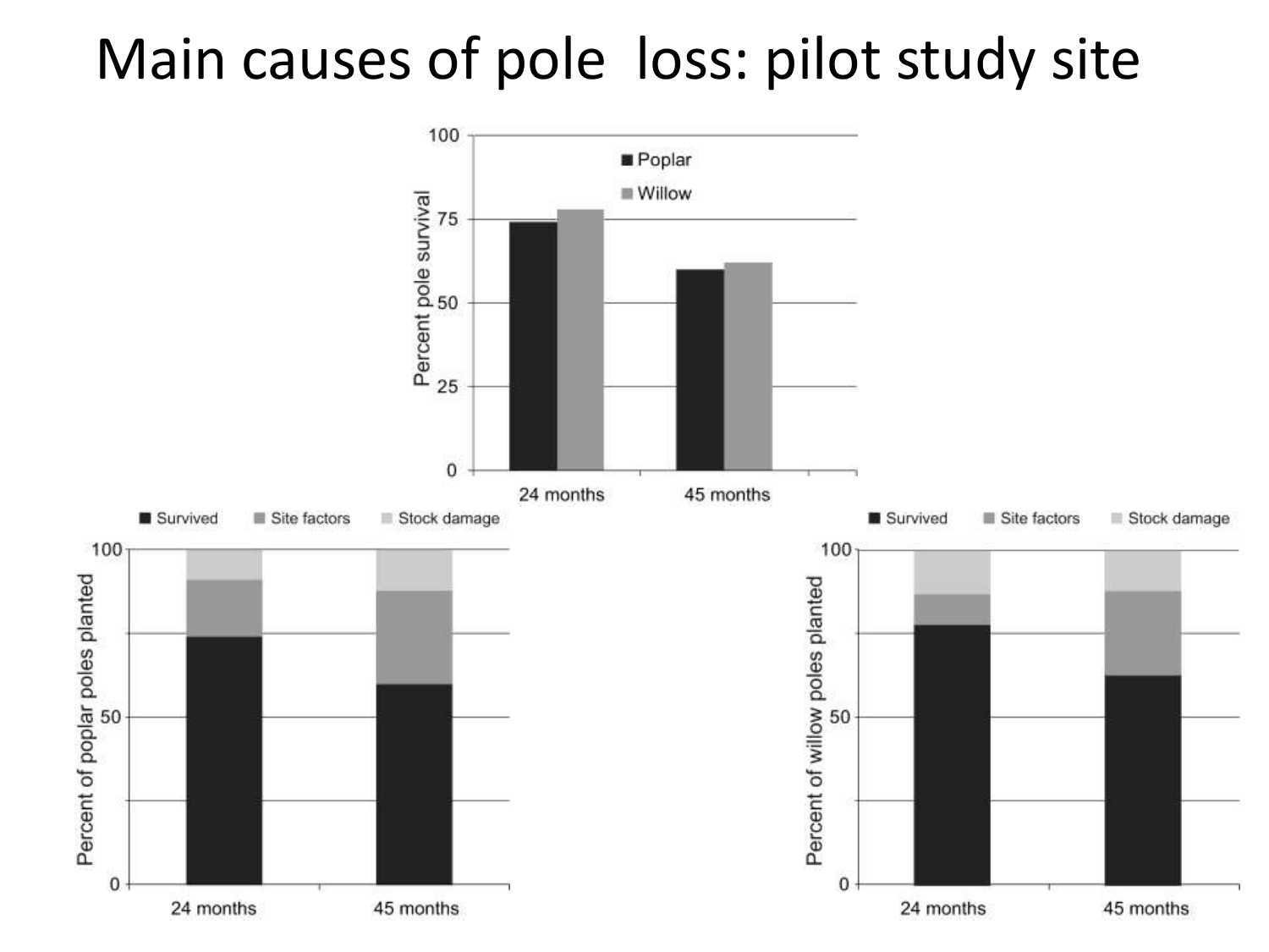# Main causes of pole loss: pilot study site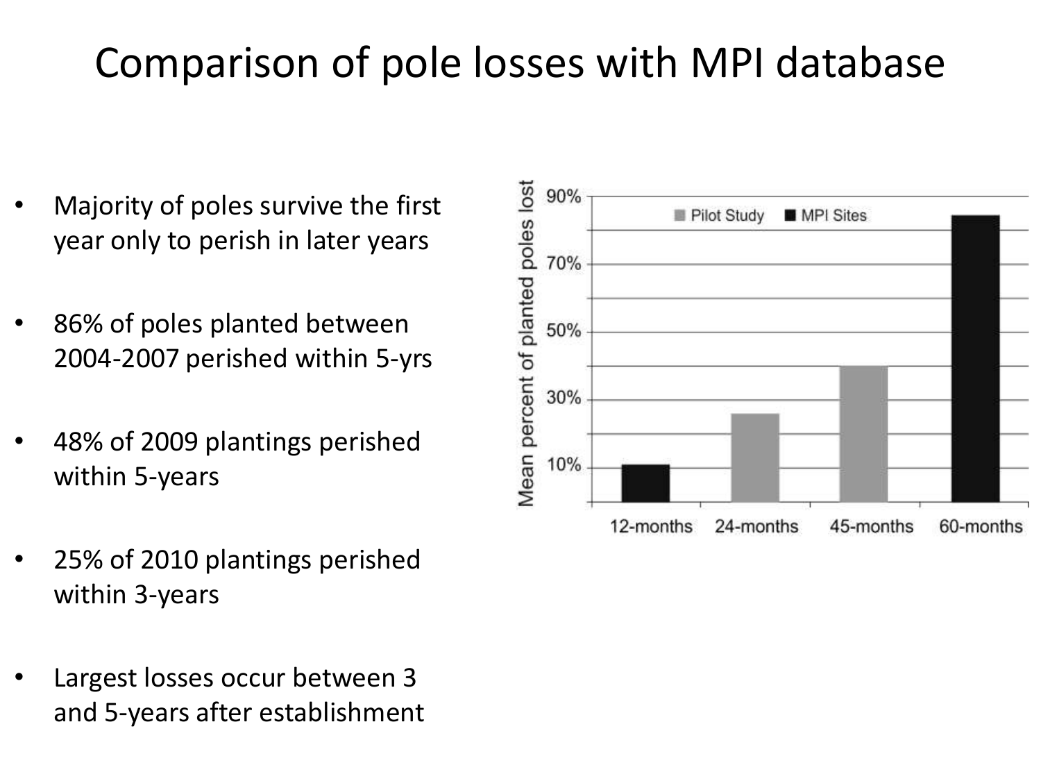# Comparison of pole losses with MPI database

- Majority of poles survive the first year only to perish in later years
- 86% of poles planted between 2004-2007 perished within 5-yrs
- 48% of 2009 plantings perished within 5-years
- 25% of 2010 plantings perished within 3-years
- Largest losses occur between 3 and 5-years after establishment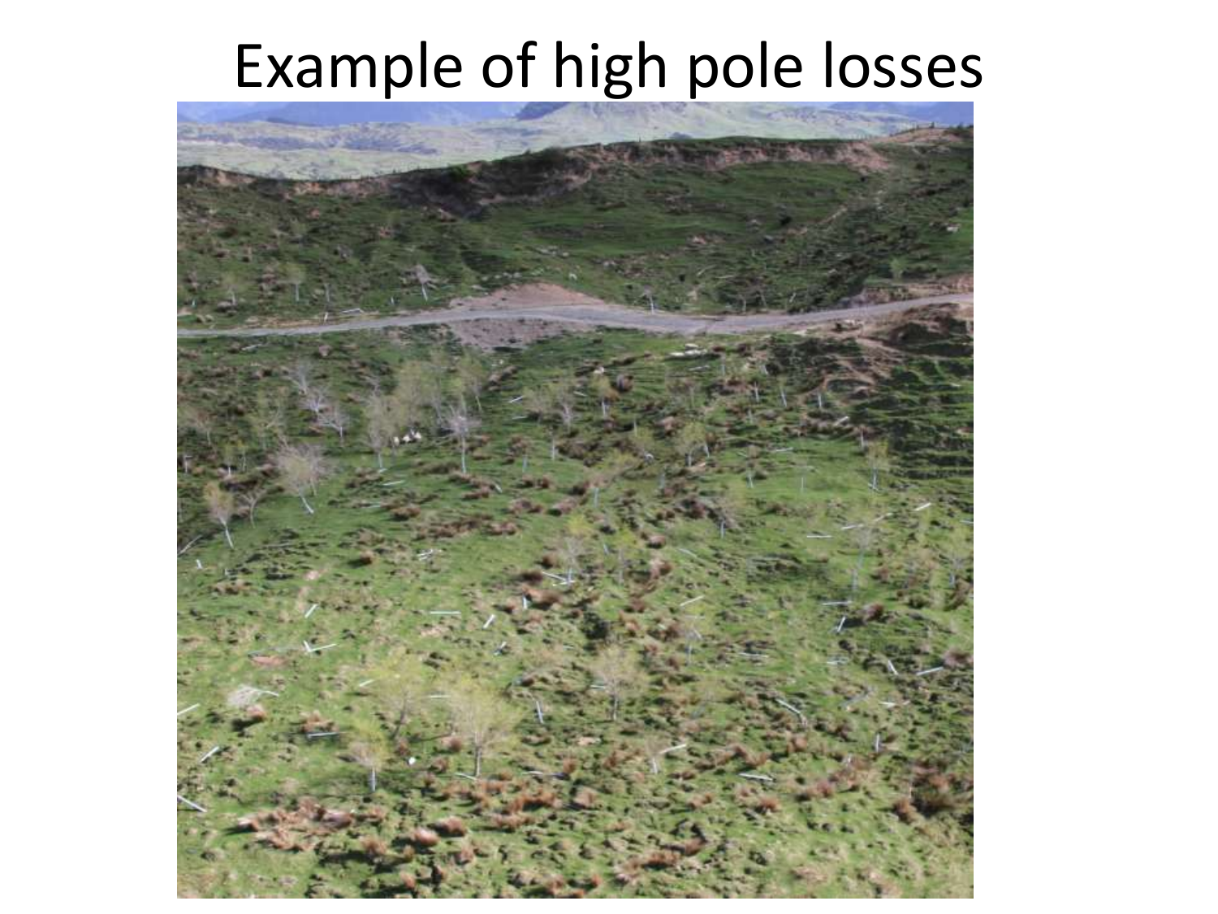# Example of high pole losses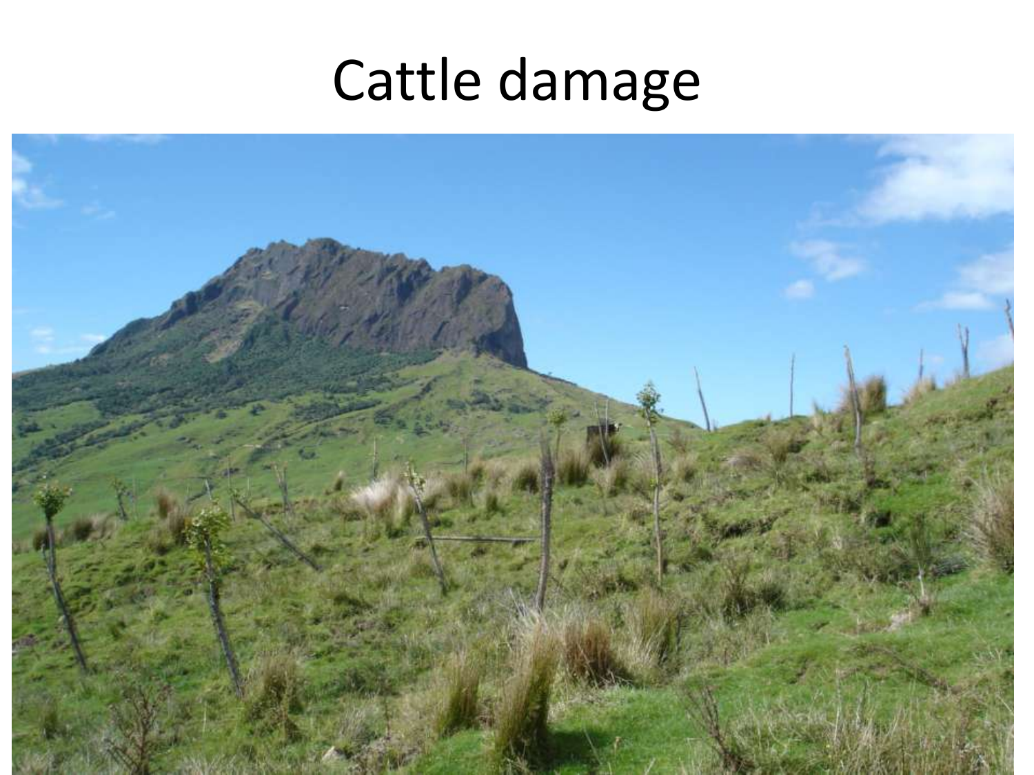# Cattle damage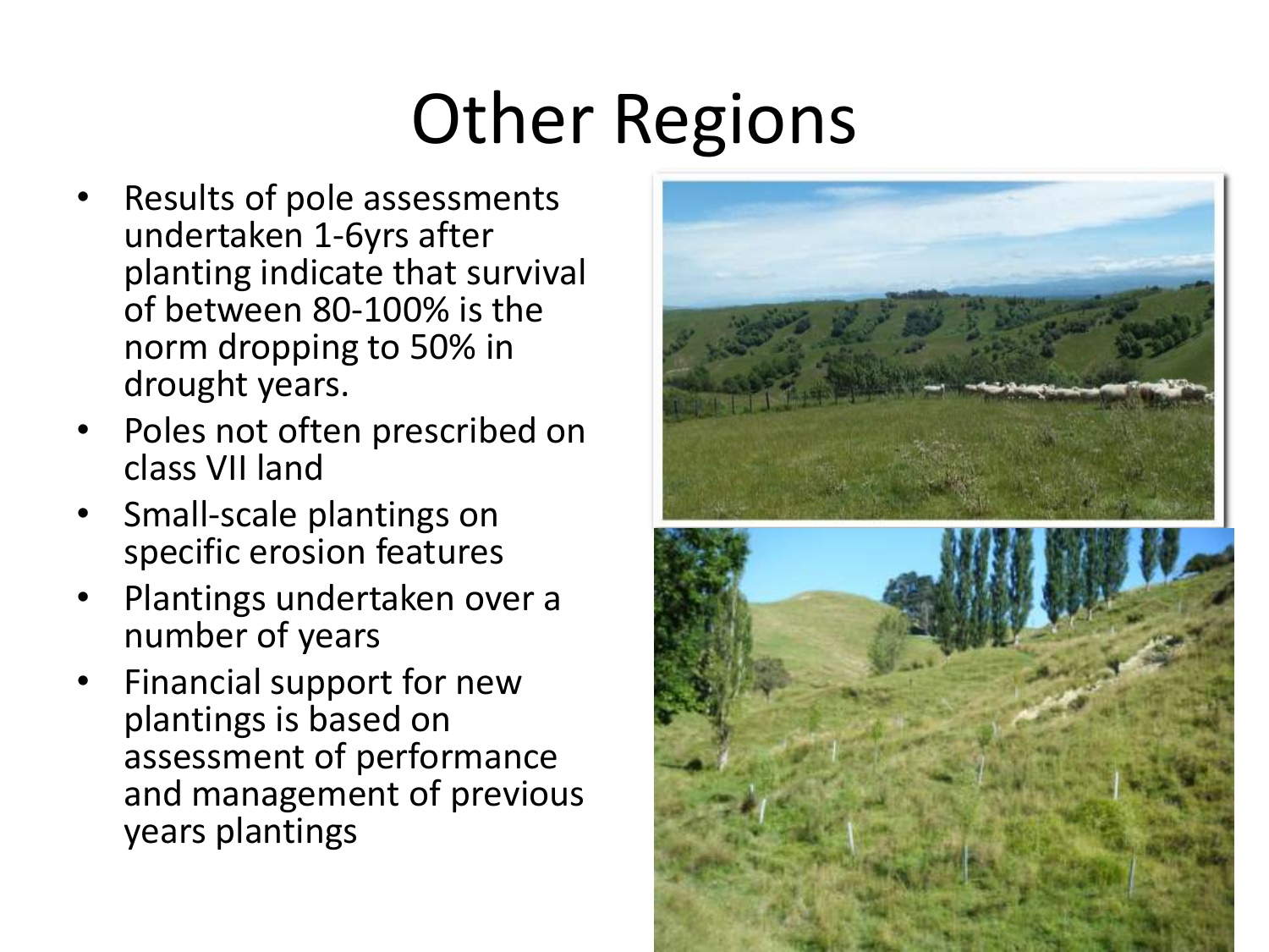# Other Regions

- Results of pole assessments undertaken 1-6yrs after planting indicate that survival of between 80-100% is the norm dropping to 50% in drought years.
- Poles not often prescribed on class VII land
- Small-scale plantings on specific erosion features
- Plantings undertaken over a number of years
- Financial support for new plantings is based on assessment of performance and management of previous years plantings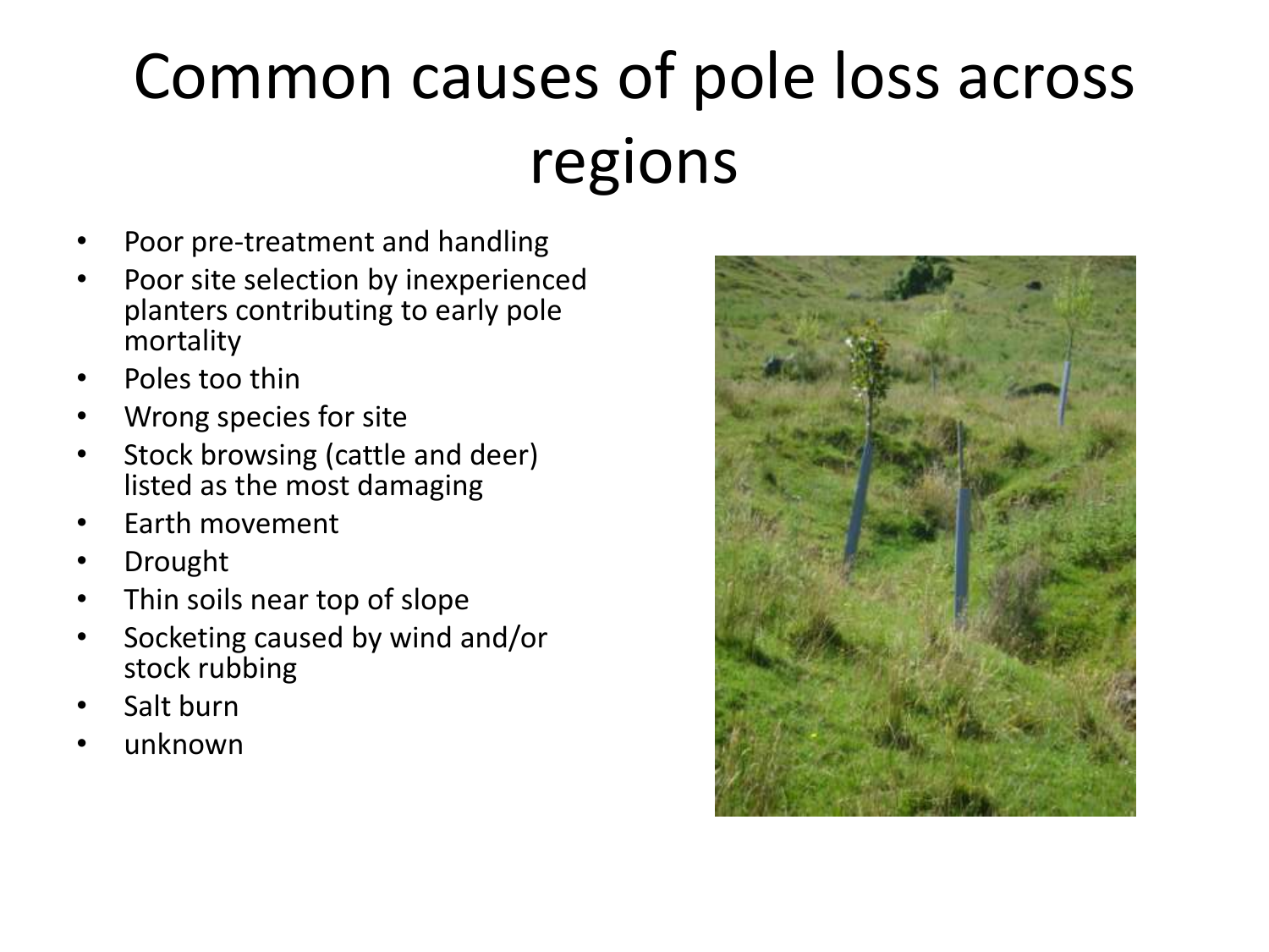# Common causes of pole loss across regions

- Poor pre-treatment and handling
- Poor site selection by inexperienced planters contributing to early pole mortality
- Poles too thin
- Wrong species for site
- Stock browsing (cattle and deer) listed as the most damaging
- Earth movement
- Drought
- Thin soils near top of slope
- Socketing caused by wind and/or stock rubbing
- Salt burn
- unknown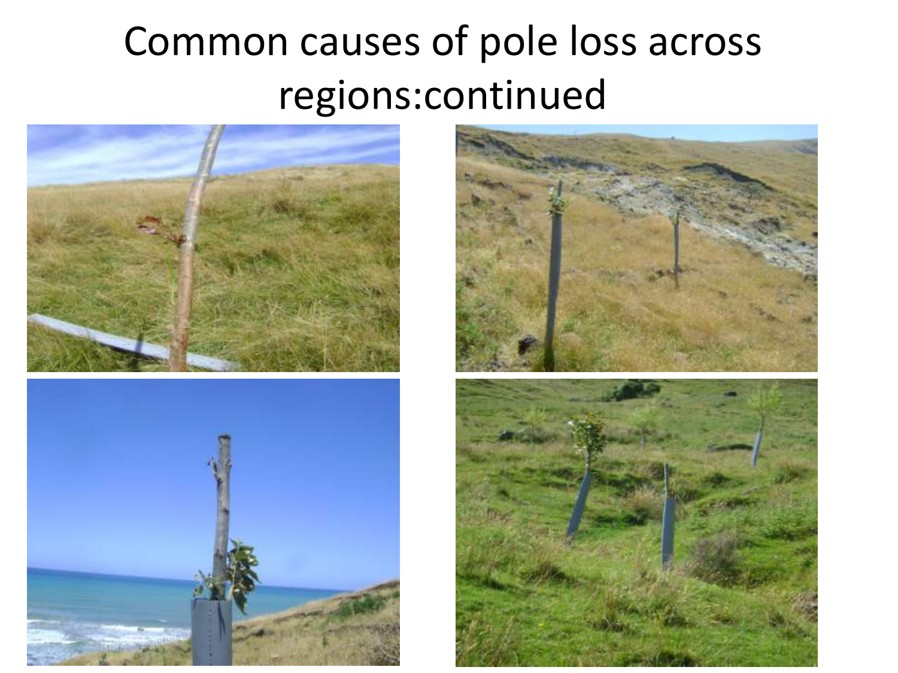# Common causes of pole loss across regions:continued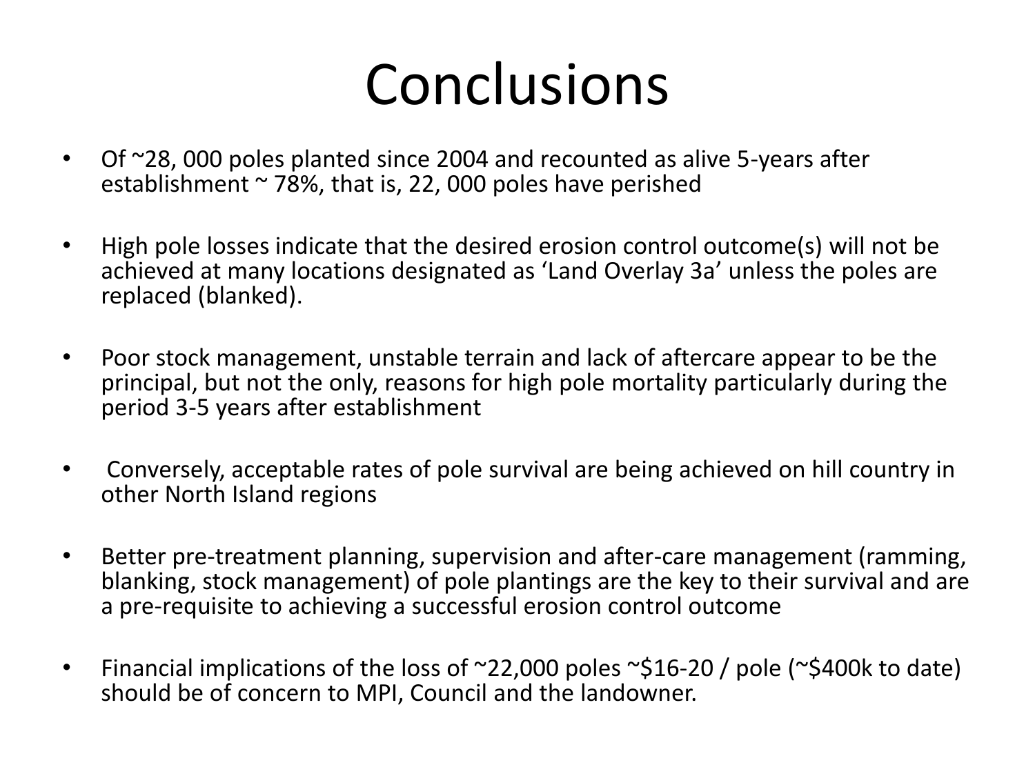# Conclusions

- Of ~28, 000 poles planted since 2004 and recounted as alive 5-years after establishment ~ 78%, that is, 22, 000 poles have perished
- High pole losses indicate that the desired erosion control outcome(s) will not be achieved at many locations designated as 'Land Overlay 3a' unless the poles are replaced (blanked).
- Poor stock management, unstable terrain and lack of aftercare appear to be the principal, but not the only, reasons for high pole mortality particularly during the period 3-5 years after establishment
- Conversely, acceptable rates of pole survival are being achieved on hill country in other North Island regions
- Better pre-treatment planning, supervision and after-care management (ramming, blanking, stock management) of pole plantings are the key to their survival and are a pre-requisite to achieving a successful erosion control outcome
- Financial implications of the loss of ~22,000 poles ~$16-20 / pole (~$400k to date) should be of concern to MPI, Council and the landowner.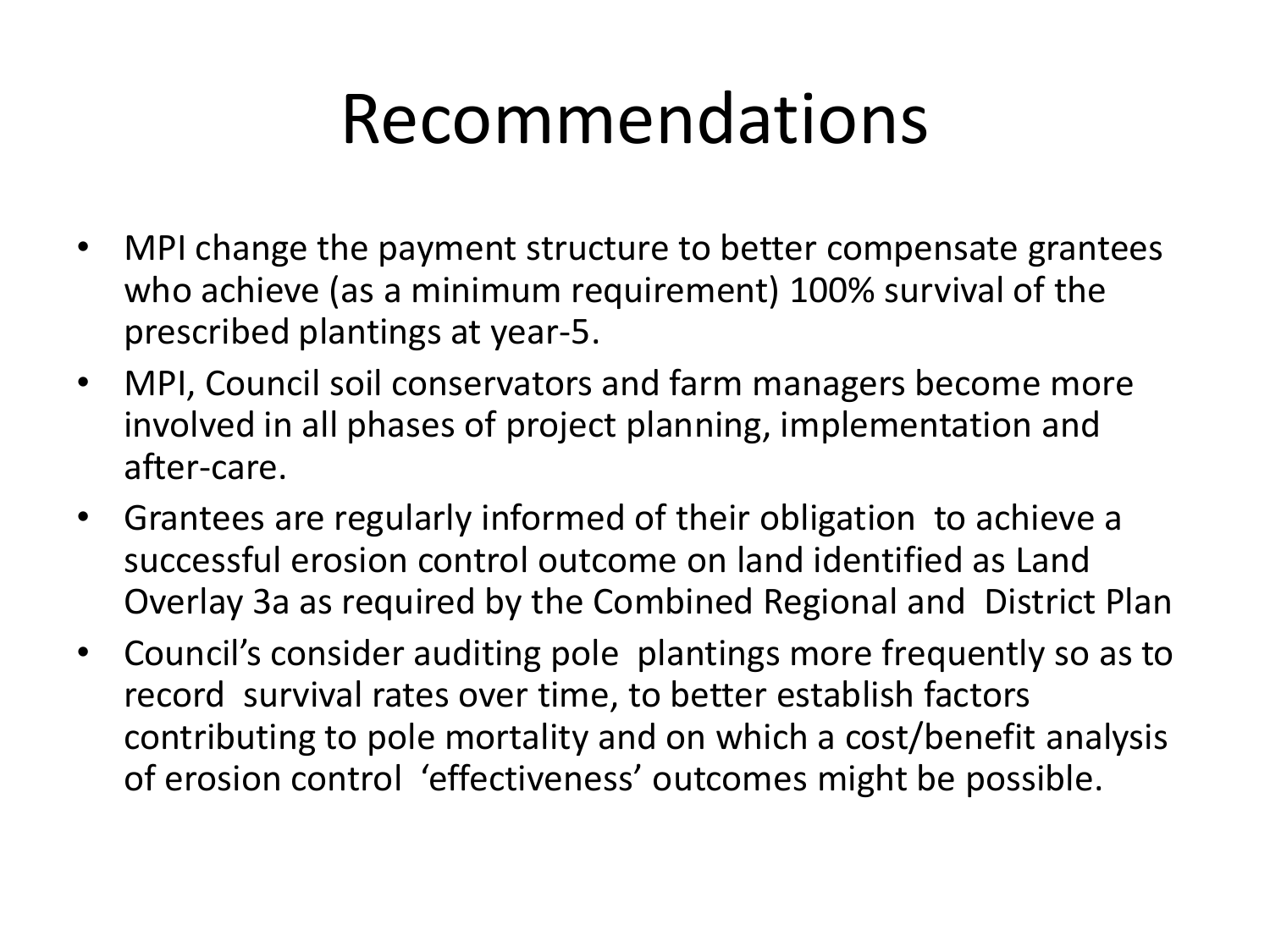# Recommendations

- MPI change the payment structure to better compensate grantees who achieve (as a minimum requirement) 100% survival of the prescribed plantings at year-5.
- MPI, Council soil conservators and farm managers become more involved in all phases of project planning, implementation and after-care.
- Grantees are regularly informed of their obligation to achieve a successful erosion control outcome on land identified as Land Overlay 3a as required by the Combined Regional and District Plan
- Council's consider auditing pole plantings more frequently so as to record survival rates over time, to better establish factors contributing to pole mortality and on which a cost/benefit analysis of erosion control 'effectiveness' outcomes might be possible.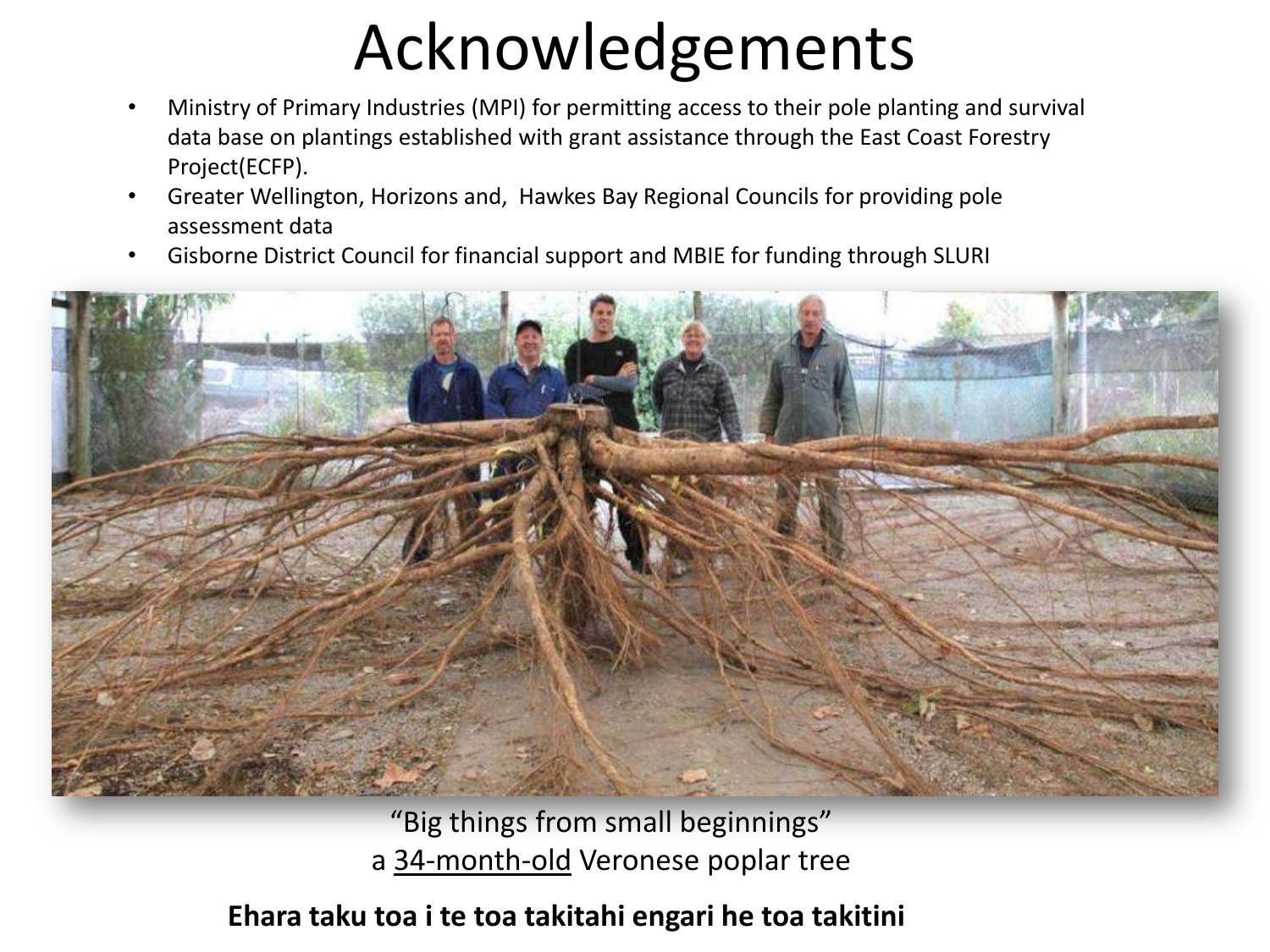# Acknowledgements

- Ministry of Primary Industries (MPI) for permitting access to their pole planting and survival data base on plantings established with grant assistance through the East Coast Forestry Project(ECFP).
- Greater Wellington, Horizons and, Hawkes Bay Regional Councils for providing pole assessment data
- Gisborne District Council for financial support and MBIE for funding through SLURI

"Big things from small beginnings"
a <u>34-month-old</u> Veronese poplar tree

**Ehara taku toa i te toa takitahi engari he toa takitini**